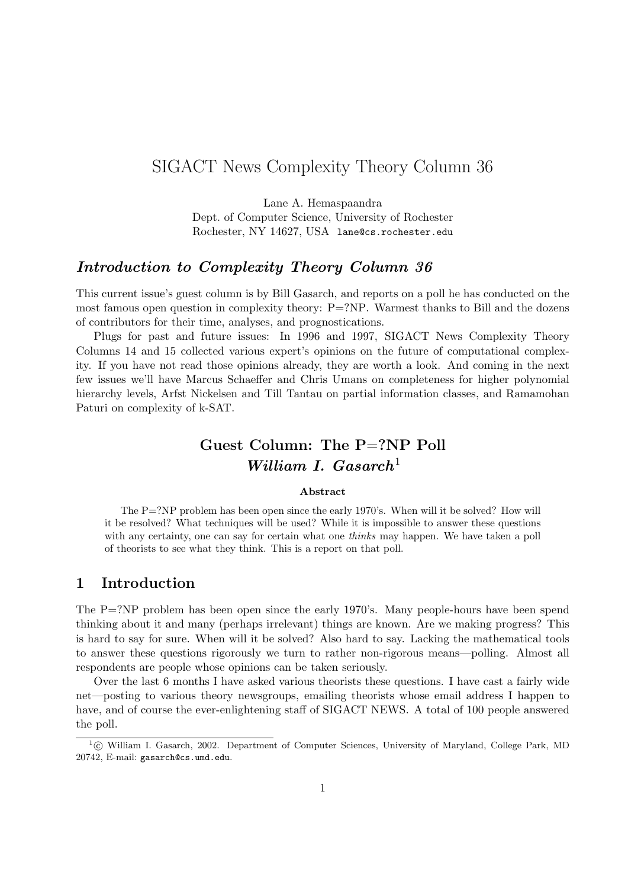# SIGACT News Complexity Theory Column 36

Lane A. Hemaspaandra
Dept. of Computer Science, University of Rochester
Rochester, NY 14627, USA lane@cs.rochester.edu

## *Introduction to Complexity Theory Column 36*

This current issue's guest column is by Bill Gasarch, and reports on a poll he has conducted on the most famous open question in complexity theory: P=?NP. Warmest thanks to Bill and the dozens of contributors for their time, analyses, and prognostications.

Plugs for past and future issues: In 1996 and 1997, SIGACT News Complexity Theory Columns 14 and 15 collected various expert's opinions on the future of computational complexity. If you have not read those opinions already, they are worth a look. And coming in the next few issues we'll have Marcus Schaeffer and Chris Umans on completeness for higher polynomial hierarchy levels, Arfst Nickelsen and Till Tantau on partial information classes, and Ramamohan Paturi on complexity of k-SAT.

## Guest Column: The P=?NP Poll
## *William I. Gasarch*[1]

**Abstract**

The P=?NP problem has been open since the early 1970's. When will it be solved? How will it be resolved? What techniques will be used? While it is impossible to answer these questions with any certainty, one can say for certain what one *thinks* may happen. We have taken a poll of theorists to see what they think. This is a report on that poll.

## 1 Introduction

The P=?NP problem has been open since the early 1970's. Many people-hours have been spend thinking about it and many (perhaps irrelevant) things are known. Are we making progress? This is hard to say for sure. When will it be solved? Also hard to say. Lacking the mathematical tools to answer these questions rigorously we turn to rather non-rigorous means—polling. Almost all respondents are people whose opinions can be taken seriously.

Over the last 6 months I have asked various theorists these questions. I have cast a fairly wide net—posting to various theory newsgroups, emailing theorists whose email address I happen to have, and of course the ever-enlightening staff of SIGACT NEWS. A total of 100 people answered the poll.

[1] © William I. Gasarch, 2002. Department of Computer Sciences, University of Maryland, College Park, MD 20742, E-mail: gasarch@cs.umd.edu.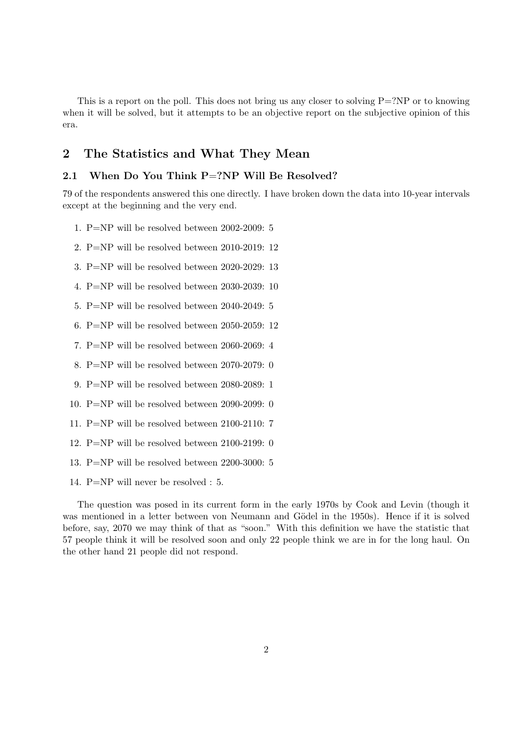This is a report on the poll. This does not bring us any closer to solving P=?NP or to knowing when it will be solved, but it attempts to be an objective report on the subjective opinion of this era.

## 2 The Statistics and What They Mean

### 2.1 When Do You Think P=?NP Will Be Resolved?

79 of the respondents answered this one directly. I have broken down the data into 10-year intervals except at the beginning and the very end.

1. P=NP will be resolved between 2002-2009: 5
2. P=NP will be resolved between 2010-2019: 12
3. P=NP will be resolved between 2020-2029: 13
4. P=NP will be resolved between 2030-2039: 10
5. P=NP will be resolved between 2040-2049: 5
6. P=NP will be resolved between 2050-2059: 12
7. P=NP will be resolved between 2060-2069: 4
8. P=NP will be resolved between 2070-2079: 0
9. P=NP will be resolved between 2080-2089: 1
10. P=NP will be resolved between 2090-2099: 0
11. P=NP will be resolved between 2100-2110: 7
12. P=NP will be resolved between 2100-2199: 0
13. P=NP will be resolved between 2200-3000: 5
14. P=NP will never be resolved : 5.

The question was posed in its current form in the early 1970s by Cook and Levin (though it was mentioned in a letter between von Neumann and Gödel in the 1950s). Hence if it is solved before, say, 2070 we may think of that as "soon." With this definition we have the statistic that 57 people think it will be resolved soon and only 22 people think we are in for the long haul. On the other hand 21 people did not respond.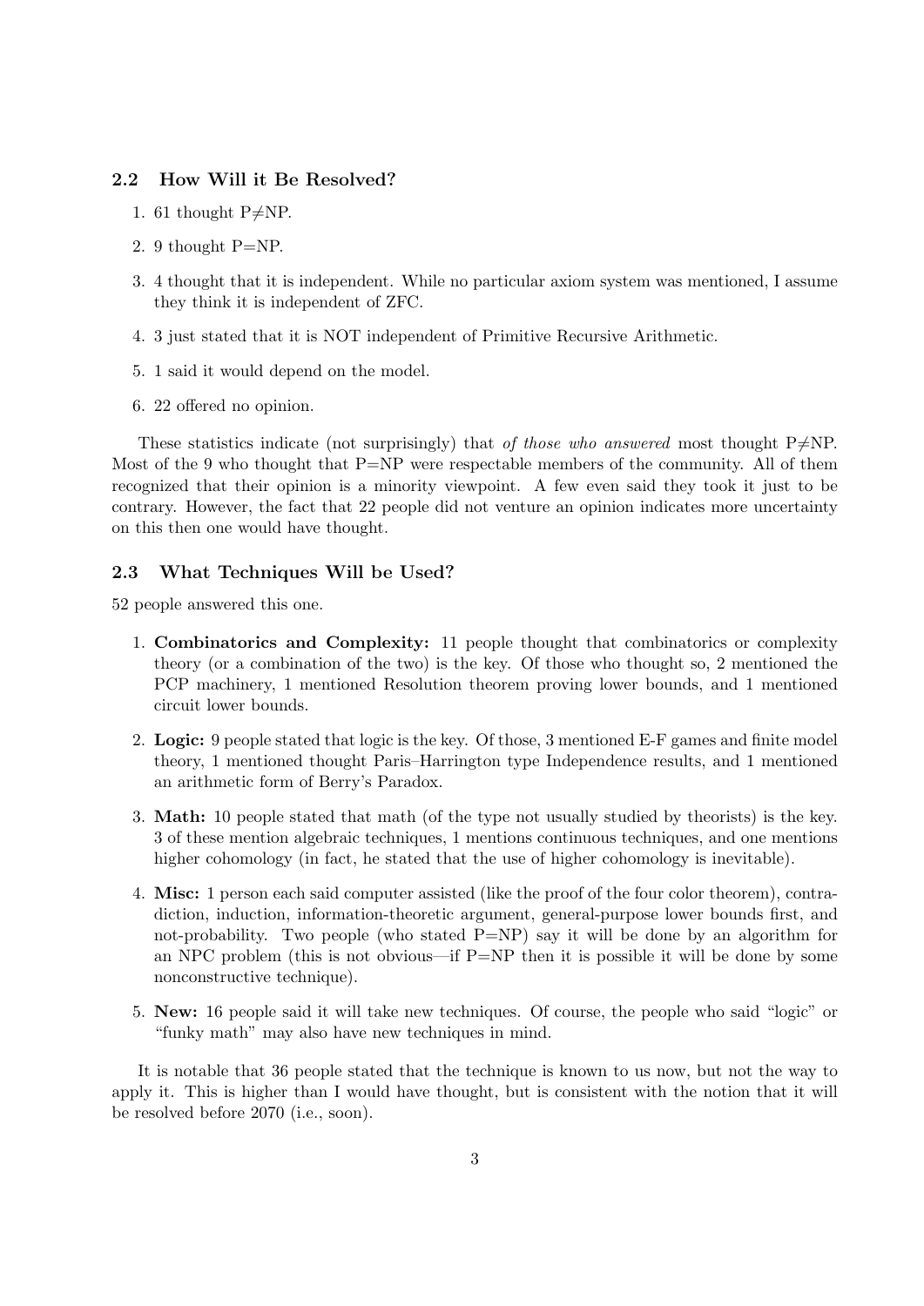### 2.2 How Will it Be Resolved?

1. 61 thought P$\neq$NP.
2. 9 thought P=NP.
3. 4 thought that it is independent. While no particular axiom system was mentioned, I assume they think it is independent of ZFC.
4. 3 just stated that it is NOT independent of Primitive Recursive Arithmetic.
5. 1 said it would depend on the model.
6. 22 offered no opinion.

These statistics indicate (not surprisingly) that *of those who answered* most thought P$\neq$NP. Most of the 9 who thought that P=NP were respectable members of the community. All of them recognized that their opinion is a minority viewpoint. A few even said they took it just to be contrary. However, the fact that 22 people did not venture an opinion indicates more uncertainty on this then one would have thought.

### 2.3 What Techniques Will be Used?

52 people answered this one.

1. **Combinatorics and Complexity:** 11 people thought that combinatorics or complexity theory (or a combination of the two) is the key. Of those who thought so, 2 mentioned the PCP machinery, 1 mentioned Resolution theorem proving lower bounds, and 1 mentioned circuit lower bounds.
2. **Logic:** 9 people stated that logic is the key. Of those, 3 mentioned E-F games and finite model theory, 1 mentioned thought Paris–Harrington type Independence results, and 1 mentioned an arithmetic form of Berry's Paradox.
3. **Math:** 10 people stated that math (of the type not usually studied by theorists) is the key. 3 of these mention algebraic techniques, 1 mentions continuous techniques, and one mentions higher cohomology (in fact, he stated that the use of higher cohomology is inevitable).
4. **Misc:** 1 person each said computer assisted (like the proof of the four color theorem), contradiction, induction, information-theoretic argument, general-purpose lower bounds first, and not-probability. Two people (who stated P=NP) say it will be done by an algorithm for an NPC problem (this is not obvious—if P=NP then it is possible it will be done by some nonconstructive technique).
5. **New:** 16 people said it will take new techniques. Of course, the people who said "logic" or "funky math" may also have new techniques in mind.

It is notable that 36 people stated that the technique is known to us now, but not the way to apply it. This is higher than I would have thought, but is consistent with the notion that it will be resolved before 2070 (i.e., soon).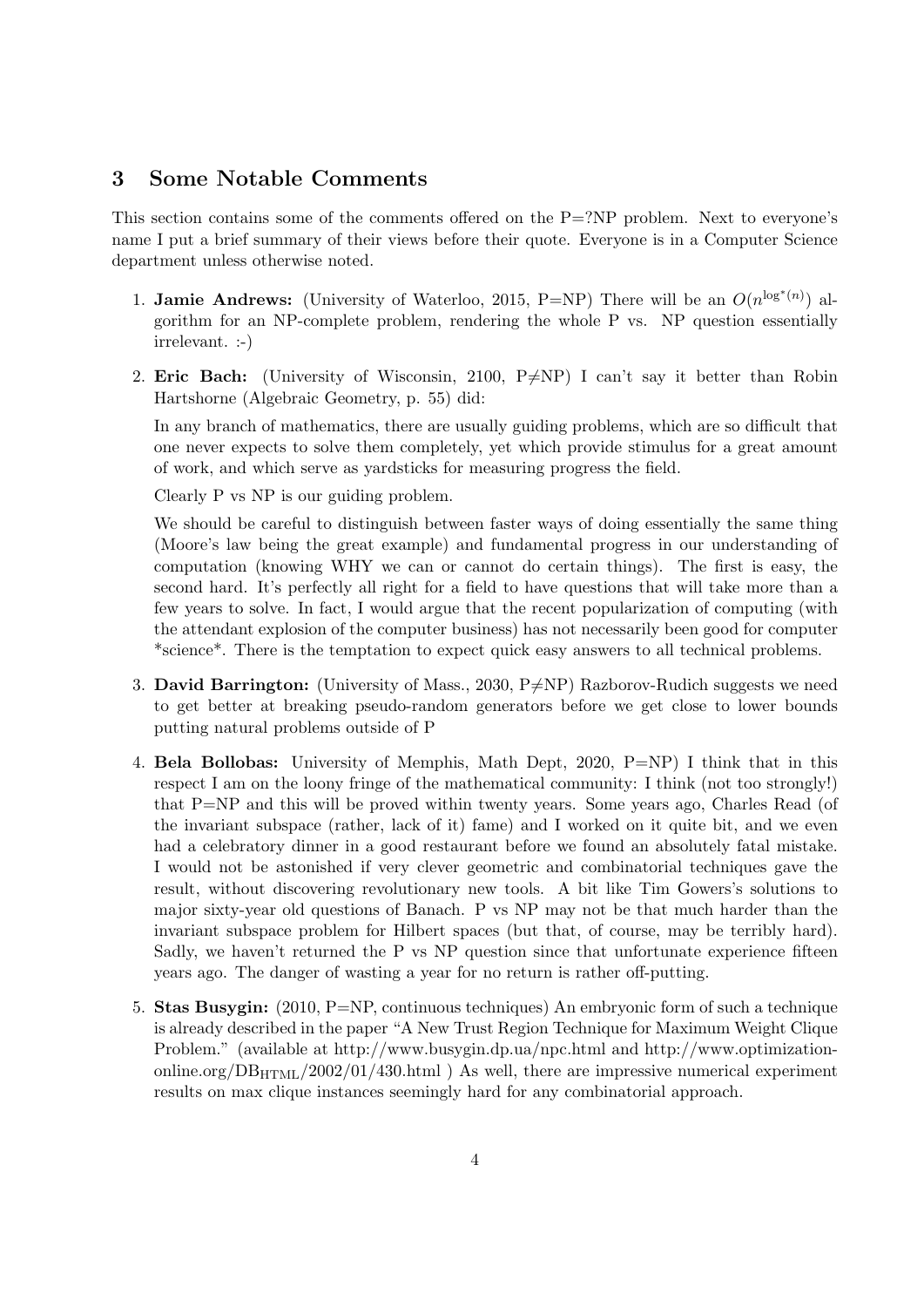## 3 Some Notable Comments

This section contains some of the comments offered on the P=?NP problem. Next to everyone's name I put a brief summary of their views before their quote. Everyone is in a Computer Science department unless otherwise noted.

1. **Jamie Andrews:** (University of Waterloo, 2015, P=NP) There will be an $O(n^{\log^*(n)})$ algorithm for an NP-complete problem, rendering the whole P vs. NP question essentially irrelevant. :-)

2. **Eric Bach:** (University of Wisconsin, 2100, P$\neq$NP) I can't say it better than Robin Hartshorne (Algebraic Geometry, p. 55) did:

   In any branch of mathematics, there are usually guiding problems, which are so difficult that one never expects to solve them completely, yet which provide stimulus for a great amount of work, and which serve as yardsticks for measuring progress the field.

   Clearly P vs NP is our guiding problem.

   We should be careful to distinguish between faster ways of doing essentially the same thing (Moore's law being the great example) and fundamental progress in our understanding of computation (knowing WHY we can or cannot do certain things). The first is easy, the second hard. It's perfectly all right for a field to have questions that will take more than a few years to solve. In fact, I would argue that the recent popularization of computing (with the attendant explosion of the computer business) has not necessarily been good for computer *science*. There is the temptation to expect quick easy answers to all technical problems.

3. **David Barrington:** (University of Mass., 2030, P$\neq$NP) Razborov-Rudich suggests we need to get better at breaking pseudo-random generators before we get close to lower bounds putting natural problems outside of P

4. **Bela Bollobas:** University of Memphis, Math Dept, 2020, P=NP) I think that in this respect I am on the loony fringe of the mathematical community: I think (not too strongly!) that P=NP and this will be proved within twenty years. Some years ago, Charles Read (of the invariant subspace (rather, lack of it) fame) and I worked on it quite bit, and we even had a celebratory dinner in a good restaurant before we found an absolutely fatal mistake. I would not be astonished if very clever geometric and combinatorial techniques gave the result, without discovering revolutionary new tools. A bit like Tim Gowers's solutions to major sixty-year old questions of Banach. P vs NP may not be that much harder than the invariant subspace problem for Hilbert spaces (but that, of course, may be terribly hard). Sadly, we haven't returned the P vs NP question since that unfortunate experience fifteen years ago. The danger of wasting a year for no return is rather off-putting.

5. **Stas Busygin:** (2010, P=NP, continuous techniques) An embryonic form of such a technique is already described in the paper "A New Trust Region Technique for Maximum Weight Clique Problem." (available at http://www.busygin.dp.ua/npc.html and http://www.optimization-online.org/$\mathrm{DB}_{\mathrm{HTML}}$/2002/01/430.html ) As well, there are impressive numerical experiment results on max clique instances seemingly hard for any combinatorial approach.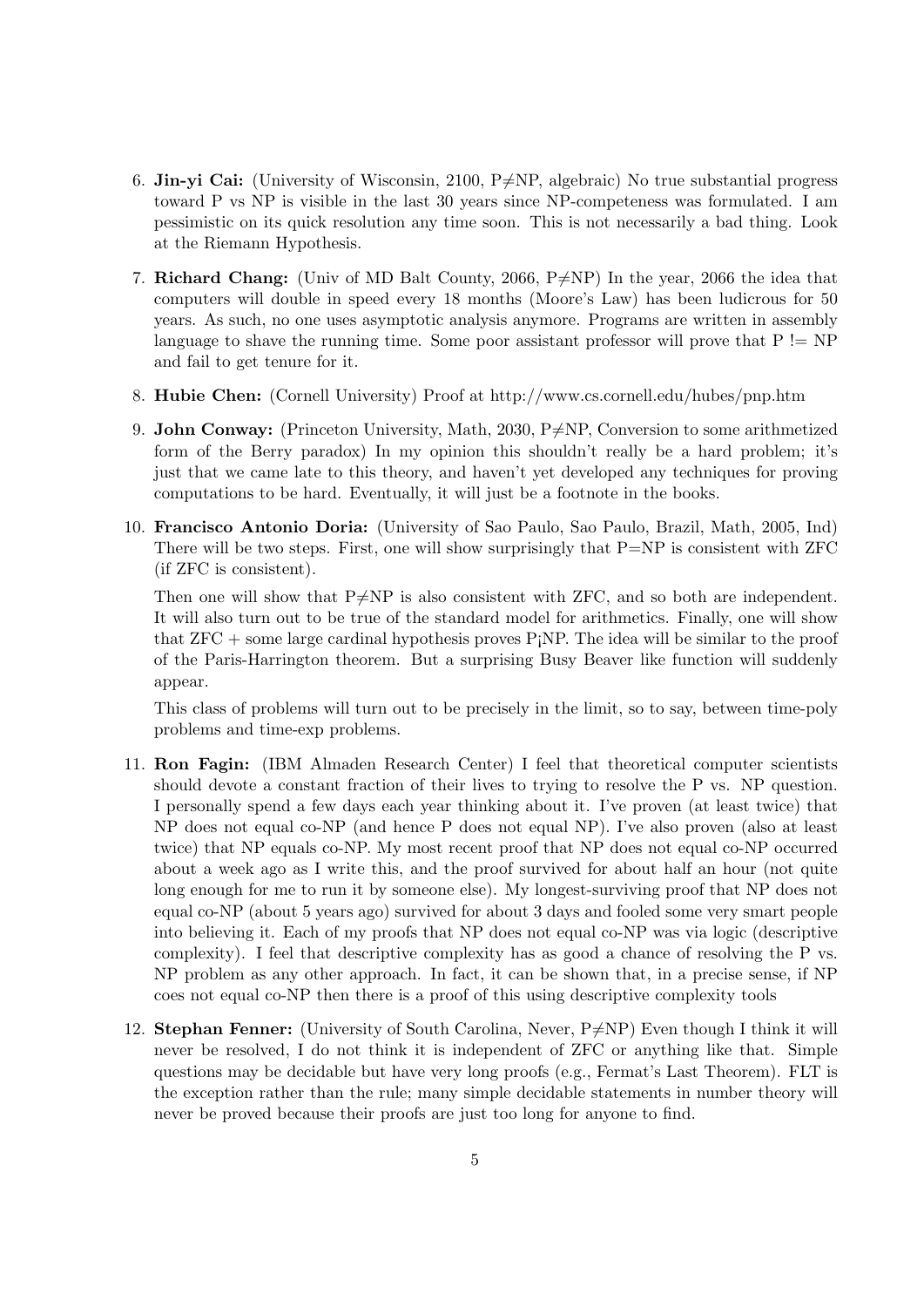6. **Jin-yi Cai:** (University of Wisconsin, 2100, P≠NP, algebraic) No true substantial progress toward P vs NP is visible in the last 30 years since NP-competeness was formulated. I am pessimistic on its quick resolution any time soon. This is not necessarily a bad thing. Look at the Riemann Hypothesis.

7. **Richard Chang:** (Univ of MD Balt County, 2066, P≠NP) In the year, 2066 the idea that computers will double in speed every 18 months (Moore's Law) has been ludicrous for 50 years. As such, no one uses asymptotic analysis anymore. Programs are written in assembly language to shave the running time. Some poor assistant professor will prove that P != NP and fail to get tenure for it.

8. **Hubie Chen:** (Cornell University) Proof at http://www.cs.cornell.edu/hubes/pnp.htm

9. **John Conway:** (Princeton University, Math, 2030, P≠NP, Conversion to some arithmetized form of the Berry paradox) In my opinion this shouldn't really be a hard problem; it's just that we came late to this theory, and haven't yet developed any techniques for proving computations to be hard. Eventually, it will just be a footnote in the books.

10. **Francisco Antonio Doria:** (University of Sao Paulo, Sao Paulo, Brazil, Math, 2005, Ind) There will be two steps. First, one will show surprisingly that P=NP is consistent with ZFC (if ZFC is consistent).

    Then one will show that P≠NP is also consistent with ZFC, and so both are independent. It will also turn out to be true of the standard model for arithmetics. Finally, one will show that ZFC + some large cardinal hypothesis proves P¡NP. The idea will be similar to the proof of the Paris-Harrington theorem. But a surprising Busy Beaver like function will suddenly appear.

    This class of problems will turn out to be precisely in the limit, so to say, between time-poly problems and time-exp problems.

11. **Ron Fagin:** (IBM Almaden Research Center) I feel that theoretical computer scientists should devote a constant fraction of their lives to trying to resolve the P vs. NP question. I personally spend a few days each year thinking about it. I've proven (at least twice) that NP does not equal co-NP (and hence P does not equal NP). I've also proven (also at least twice) that NP equals co-NP. My most recent proof that NP does not equal co-NP occurred about a week ago as I write this, and the proof survived for about half an hour (not quite long enough for me to run it by someone else). My longest-surviving proof that NP does not equal co-NP (about 5 years ago) survived for about 3 days and fooled some very smart people into believing it. Each of my proofs that NP does not equal co-NP was via logic (descriptive complexity). I feel that descriptive complexity has as good a chance of resolving the P vs. NP problem as any other approach. In fact, it can be shown that, in a precise sense, if NP coes not equal co-NP then there is a proof of this using descriptive complexity tools

12. **Stephan Fenner:** (University of South Carolina, Never, P≠NP) Even though I think it will never be resolved, I do not think it is independent of ZFC or anything like that. Simple questions may be decidable but have very long proofs (e.g., Fermat's Last Theorem). FLT is the exception rather than the rule; many simple decidable statements in number theory will never be proved because their proofs are just too long for anyone to find.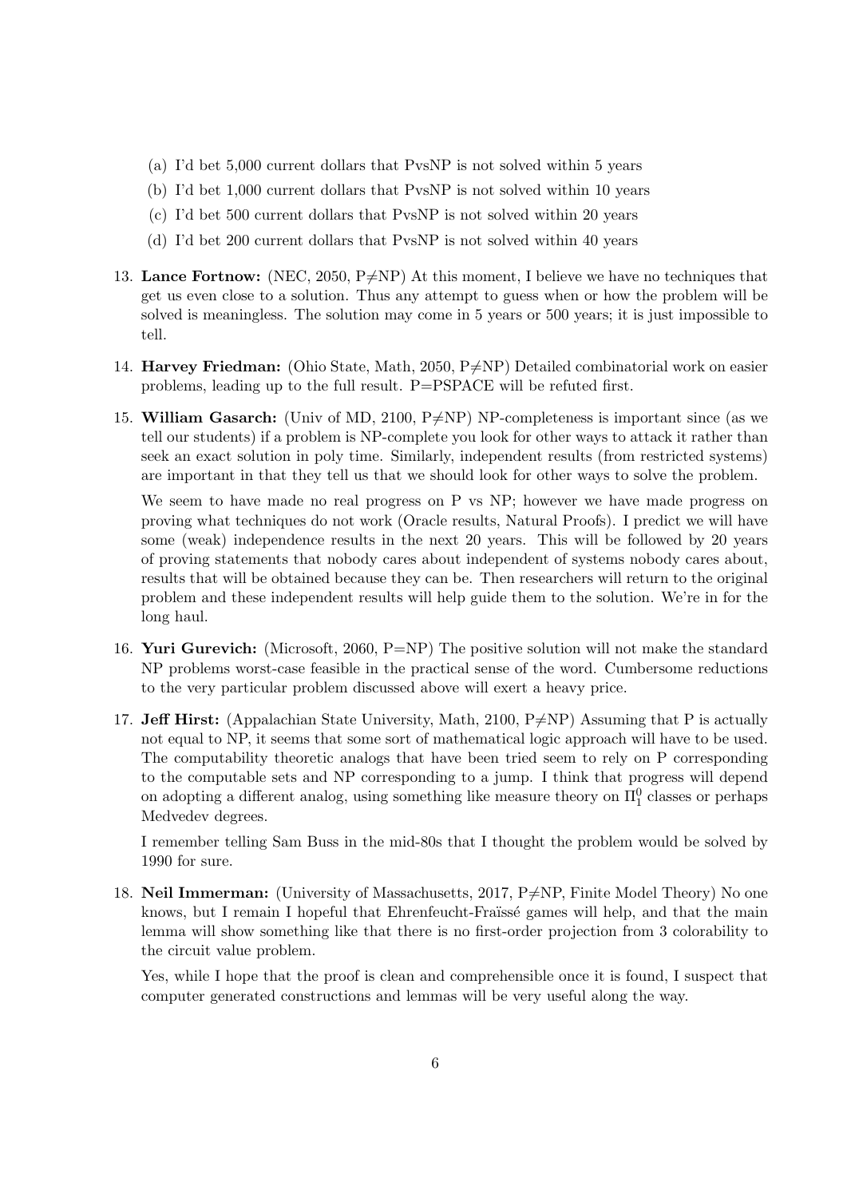(a) I'd bet 5,000 current dollars that PvsNP is not solved within 5 years

(b) I'd bet 1,000 current dollars that PvsNP is not solved within 10 years

(c) I'd bet 500 current dollars that PvsNP is not solved within 20 years

(d) I'd bet 200 current dollars that PvsNP is not solved within 40 years

13. **Lance Fortnow:** (NEC, 2050, P≠NP) At this moment, I believe we have no techniques that get us even close to a solution. Thus any attempt to guess when or how the problem will be solved is meaningless. The solution may come in 5 years or 500 years; it is just impossible to tell.

14. **Harvey Friedman:** (Ohio State, Math, 2050, P≠NP) Detailed combinatorial work on easier problems, leading up to the full result. P=PSPACE will be refuted first.

15. **William Gasarch:** (Univ of MD, 2100, P≠NP) NP-completeness is important since (as we tell our students) if a problem is NP-complete you look for other ways to attack it rather than seek an exact solution in poly time. Similarly, independent results (from restricted systems) are important in that they tell us that we should look for other ways to solve the problem.

    We seem to have made no real progress on P vs NP; however we have made progress on proving what techniques do not work (Oracle results, Natural Proofs). I predict we will have some (weak) independence results in the next 20 years. This will be followed by 20 years of proving statements that nobody cares about independent of systems nobody cares about, results that will be obtained because they can be. Then researchers will return to the original problem and these independent results will help guide them to the solution. We're in for the long haul.

16. **Yuri Gurevich:** (Microsoft, 2060, P=NP) The positive solution will not make the standard NP problems worst-case feasible in the practical sense of the word. Cumbersome reductions to the very particular problem discussed above will exert a heavy price.

17. **Jeff Hirst:** (Appalachian State University, Math, 2100, P≠NP) Assuming that P is actually not equal to NP, it seems that some sort of mathematical logic approach will have to be used. The computability theoretic analogs that have been tried seem to rely on P corresponding to the computable sets and NP corresponding to a jump. I think that progress will depend on adopting a different analog, using something like measure theory on $\Pi^0_1$ classes or perhaps Medvedev degrees.

    I remember telling Sam Buss in the mid-80s that I thought the problem would be solved by 1990 for sure.

18. **Neil Immerman:** (University of Massachusetts, 2017, P≠NP, Finite Model Theory) No one knows, but I remain I hopeful that Ehrenfeucht-Fraïssé games will help, and that the main lemma will show something like that there is no first-order projection from 3 colorability to the circuit value problem.

    Yes, while I hope that the proof is clean and comprehensible once it is found, I suspect that computer generated constructions and lemmas will be very useful along the way.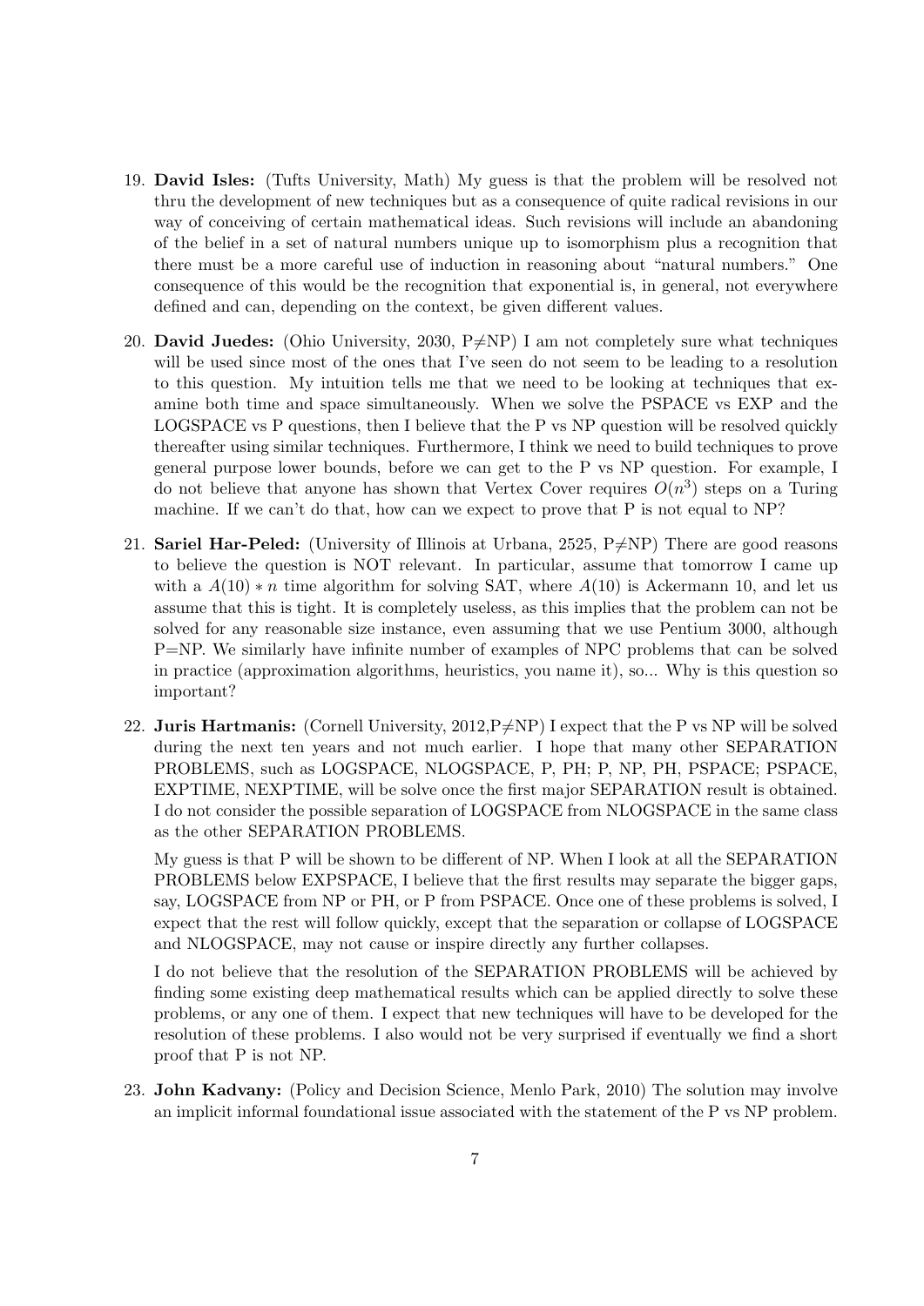19. **David Isles:** (Tufts University, Math) My guess is that the problem will be resolved not thru the development of new techniques but as a consequence of quite radical revisions in our way of conceiving of certain mathematical ideas. Such revisions will include an abandoning of the belief in a set of natural numbers unique up to isomorphism plus a recognition that there must be a more careful use of induction in reasoning about "natural numbers." One consequence of this would be the recognition that exponential is, in general, not everywhere defined and can, depending on the context, be given different values.

20. **David Juedes:** (Ohio University, 2030, P≠NP) I am not completely sure what techniques will be used since most of the ones that I've seen do not seem to be leading to a resolution to this question. My intuition tells me that we need to be looking at techniques that examine both time and space simultaneously. When we solve the PSPACE vs EXP and the LOGSPACE vs P questions, then I believe that the P vs NP question will be resolved quickly thereafter using similar techniques. Furthermore, I think we need to build techniques to prove general purpose lower bounds, before we can get to the P vs NP question. For example, I do not believe that anyone has shown that Vertex Cover requires $O(n^3)$ steps on a Turing machine. If we can't do that, how can we expect to prove that P is not equal to NP?

21. **Sariel Har-Peled:** (University of Illinois at Urbana, 2525, P≠NP) There are good reasons to believe the question is NOT relevant. In particular, assume that tomorrow I came up with a $A(10) * n$ time algorithm for solving SAT, where $A(10)$ is Ackermann 10, and let us assume that this is tight. It is completely useless, as this implies that the problem can not be solved for any reasonable size instance, even assuming that we use Pentium 3000, although P=NP. We similarly have infinite number of examples of NPC problems that can be solved in practice (approximation algorithms, heuristics, you name it), so... Why is this question so important?

22. **Juris Hartmanis:** (Cornell University, 2012,P≠NP) I expect that the P vs NP will be solved during the next ten years and not much earlier. I hope that many other SEPARATION PROBLEMS, such as LOGSPACE, NLOGSPACE, P, PH; P, NP, PH, PSPACE; PSPACE, EXPTIME, NEXPTIME, will be solve once the first major SEPARATION result is obtained. I do not consider the possible separation of LOGSPACE from NLOGSPACE in the same class as the other SEPARATION PROBLEMS.

    My guess is that P will be shown to be different of NP. When I look at all the SEPARATION PROBLEMS below EXPSPACE, I believe that the first results may separate the bigger gaps, say, LOGSPACE from NP or PH, or P from PSPACE. Once one of these problems is solved, I expect that the rest will follow quickly, except that the separation or collapse of LOGSPACE and NLOGSPACE, may not cause or inspire directly any further collapses.

    I do not believe that the resolution of the SEPARATION PROBLEMS will be achieved by finding some existing deep mathematical results which can be applied directly to solve these problems, or any one of them. I expect that new techniques will have to be developed for the resolution of these problems. I also would not be very surprised if eventually we find a short proof that P is not NP.

23. **John Kadvany:** (Policy and Decision Science, Menlo Park, 2010) The solution may involve an implicit informal foundational issue associated with the statement of the P vs NP problem.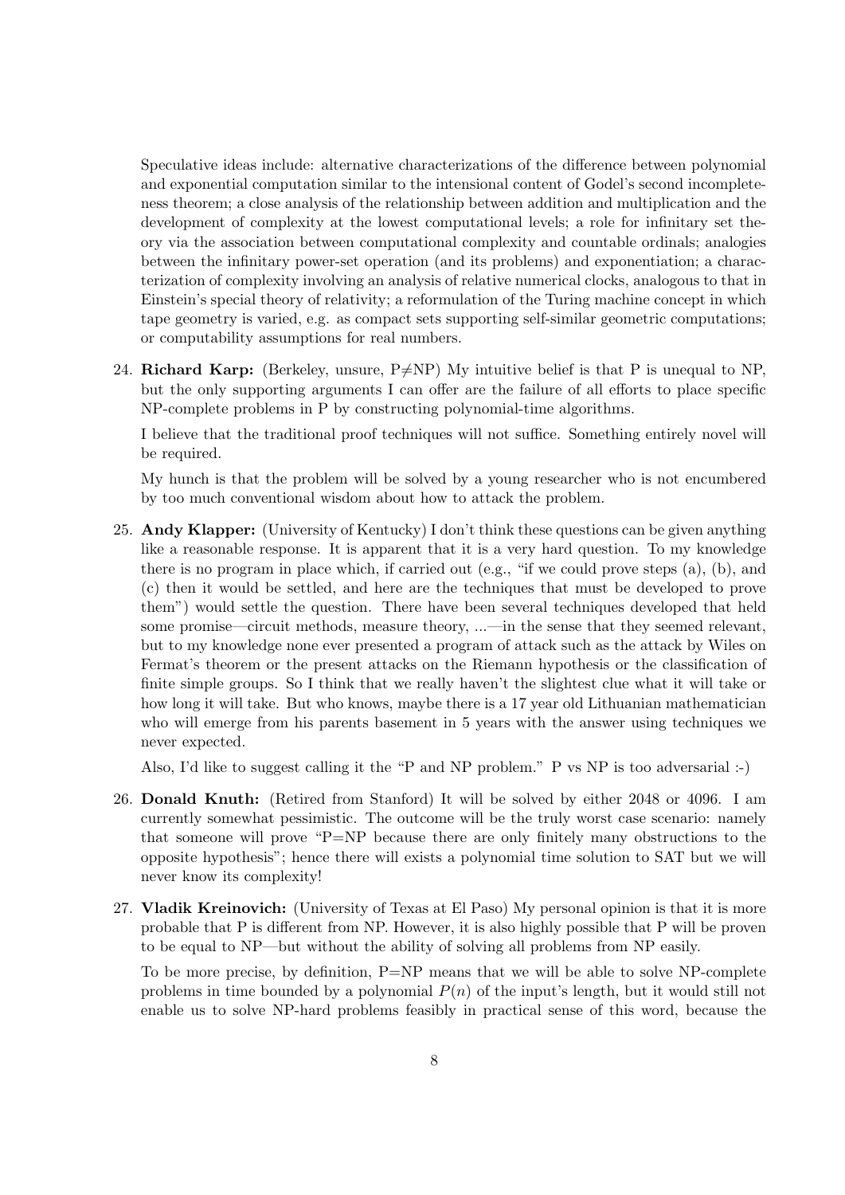Speculative ideas include: alternative characterizations of the difference between polynomial and exponential computation similar to the intensional content of Godel's second incompleteness theorem; a close analysis of the relationship between addition and multiplication and the development of complexity at the lowest computational levels; a role for infinitary set theory via the association between computational complexity and countable ordinals; analogies between the infinitary power-set operation (and its problems) and exponentiation; a characterization of complexity involving an analysis of relative numerical clocks, analogous to that in Einstein's special theory of relativity; a reformulation of the Turing machine concept in which tape geometry is varied, e.g. as compact sets supporting self-similar geometric computations; or computability assumptions for real numbers.

24. **Richard Karp:** (Berkeley, unsure, P$\neq$NP) My intuitive belief is that P is unequal to NP, but the only supporting arguments I can offer are the failure of all efforts to place specific NP-complete problems in P by constructing polynomial-time algorithms.

    I believe that the traditional proof techniques will not suffice. Something entirely novel will be required.

    My hunch is that the problem will be solved by a young researcher who is not encumbered by too much conventional wisdom about how to attack the problem.

25. **Andy Klapper:** (University of Kentucky) I don't think these questions can be given anything like a reasonable response. It is apparent that it is a very hard question. To my knowledge there is no program in place which, if carried out (e.g., "if we could prove steps (a), (b), and (c) then it would be settled, and here are the techniques that must be developed to prove them") would settle the question. There have been several techniques developed that held some promise—circuit methods, measure theory, ...—in the sense that they seemed relevant, but to my knowledge none ever presented a program of attack such as the attack by Wiles on Fermat's theorem or the present attacks on the Riemann hypothesis or the classification of finite simple groups. So I think that we really haven't the slightest clue what it will take or how long it will take. But who knows, maybe there is a 17 year old Lithuanian mathematician who will emerge from his parents basement in 5 years with the answer using techniques we never expected.

    Also, I'd like to suggest calling it the "P and NP problem." P vs NP is too adversarial :-)

26. **Donald Knuth:** (Retired from Stanford) It will be solved by either 2048 or 4096. I am currently somewhat pessimistic. The outcome will be the truly worst case scenario: namely that someone will prove "P=NP because there are only finitely many obstructions to the opposite hypothesis"; hence there will exists a polynomial time solution to SAT but we will never know its complexity!

27. **Vladik Kreinovich:** (University of Texas at El Paso) My personal opinion is that it is more probable that P is different from NP. However, it is also highly possible that P will be proven to be equal to NP—but without the ability of solving all problems from NP easily.

    To be more precise, by definition, P=NP means that we will be able to solve NP-complete problems in time bounded by a polynomial $P(n)$ of the input's length, but it would still not enable us to solve NP-hard problems feasibly in practical sense of this word, because the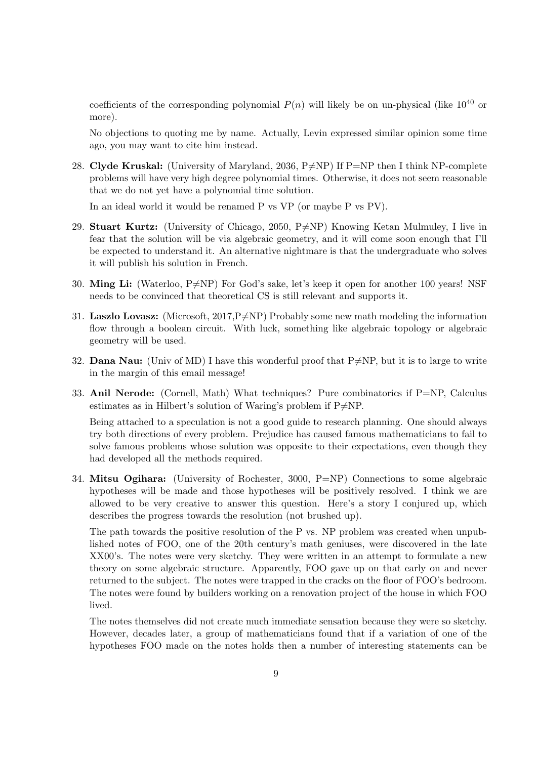coefficients of the corresponding polynomial $P(n)$ will likely be on un-physical (like $10^{40}$ or more).

No objections to quoting me by name. Actually, Levin expressed similar opinion some time ago, you may want to cite him instead.

28. **Clyde Kruskal:** (University of Maryland, 2036, P$\neq$NP) If P=NP then I think NP-complete problems will have very high degree polynomial times. Otherwise, it does not seem reasonable that we do not yet have a polynomial time solution.

    In an ideal world it would be renamed P vs VP (or maybe P vs PV).

29. **Stuart Kurtz:** (University of Chicago, 2050, P$\neq$NP) Knowing Ketan Mulmuley, I live in fear that the solution will be via algebraic geometry, and it will come soon enough that I'll be expected to understand it. An alternative nightmare is that the undergraduate who solves it will publish his solution in French.

30. **Ming Li:** (Waterloo, P$\neq$NP) For God's sake, let's keep it open for another 100 years! NSF needs to be convinced that theoretical CS is still relevant and supports it.

31. **Laszlo Lovasz:** (Microsoft, 2017,P$\neq$NP) Probably some new math modeling the information flow through a boolean circuit. With luck, something like algebraic topology or algebraic geometry will be used.

32. **Dana Nau:** (Univ of MD) I have this wonderful proof that P$\neq$NP, but it is to large to write in the margin of this email message!

33. **Anil Nerode:** (Cornell, Math) What techniques? Pure combinatorics if P=NP, Calculus estimates as in Hilbert's solution of Waring's problem if P$\neq$NP.

    Being attached to a speculation is not a good guide to research planning. One should always try both directions of every problem. Prejudice has caused famous mathematicians to fail to solve famous problems whose solution was opposite to their expectations, even though they had developed all the methods required.

34. **Mitsu Ogihara:** (University of Rochester, 3000, P=NP) Connections to some algebraic hypotheses will be made and those hypotheses will be positively resolved. I think we are allowed to be very creative to answer this question. Here's a story I conjured up, which describes the progress towards the resolution (not brushed up).

    The path towards the positive resolution of the P vs. NP problem was created when unpublished notes of FOO, one of the 20th century's math geniuses, were discovered in the late XX00's. The notes were very sketchy. They were written in an attempt to formulate a new theory on some algebraic structure. Apparently, FOO gave up on that early on and never returned to the subject. The notes were trapped in the cracks on the floor of FOO's bedroom. The notes were found by builders working on a renovation project of the house in which FOO lived.

    The notes themselves did not create much immediate sensation because they were so sketchy. However, decades later, a group of mathematicians found that if a variation of one of the hypotheses FOO made on the notes holds then a number of interesting statements can be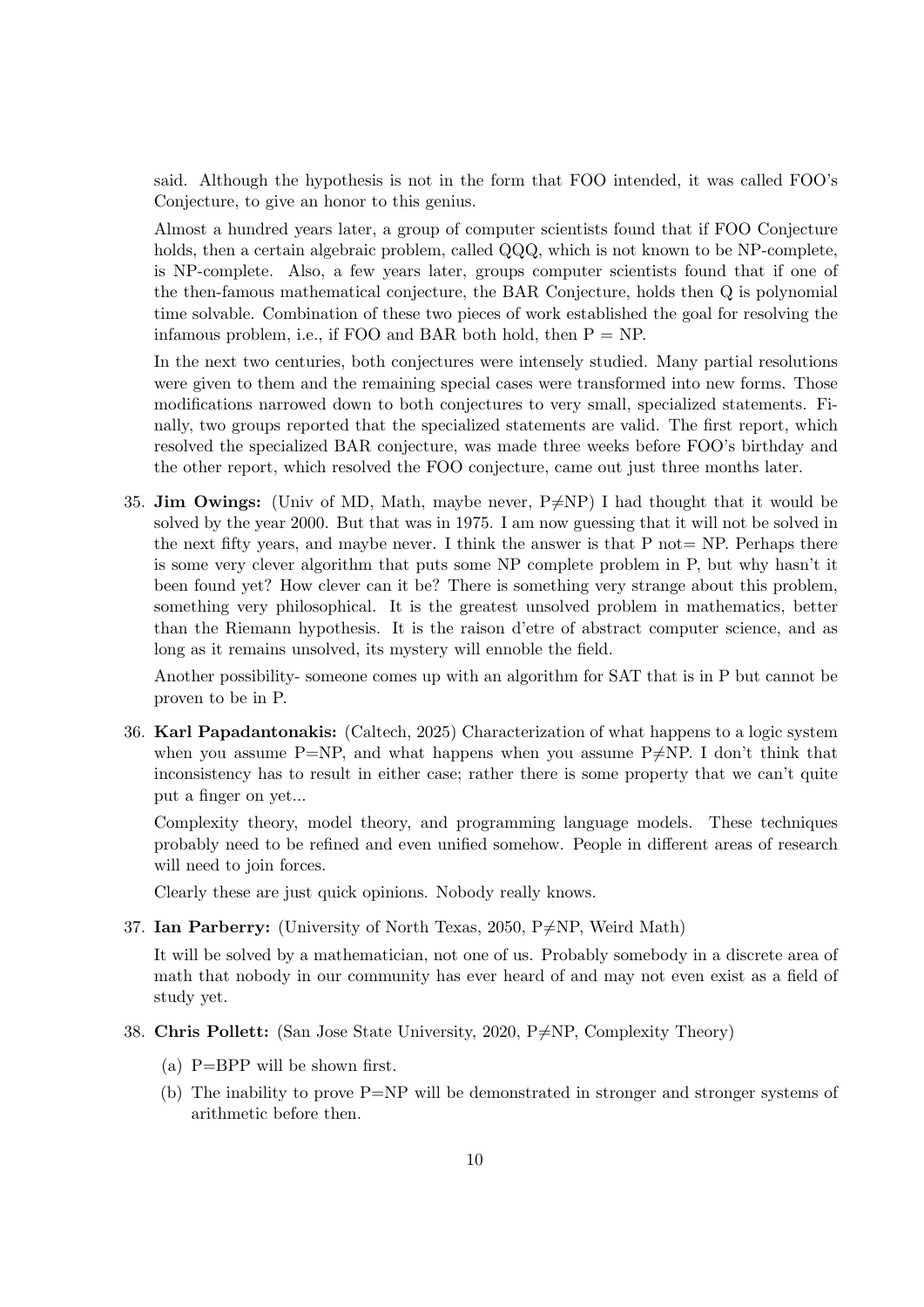said. Although the hypothesis is not in the form that FOO intended, it was called FOO's Conjecture, to give an honor to this genius.

Almost a hundred years later, a group of computer scientists found that if FOO Conjecture holds, then a certain algebraic problem, called QQQ, which is not known to be NP-complete, is NP-complete. Also, a few years later, groups computer scientists found that if one of the then-famous mathematical conjecture, the BAR Conjecture, holds then Q is polynomial time solvable. Combination of these two pieces of work established the goal for resolving the infamous problem, i.e., if FOO and BAR both hold, then P = NP.

In the next two centuries, both conjectures were intensely studied. Many partial resolutions were given to them and the remaining special cases were transformed into new forms. Those modifications narrowed down to both conjectures to very small, specialized statements. Finally, two groups reported that the specialized statements are valid. The first report, which resolved the specialized BAR conjecture, was made three weeks before FOO's birthday and the other report, which resolved the FOO conjecture, came out just three months later.

35. **Jim Owings:** (Univ of MD, Math, maybe never, P≠NP) I had thought that it would be solved by the year 2000. But that was in 1975. I am now guessing that it will not be solved in the next fifty years, and maybe never. I think the answer is that P not= NP. Perhaps there is some very clever algorithm that puts some NP complete problem in P, but why hasn't it been found yet? How clever can it be? There is something very strange about this problem, something very philosophical. It is the greatest unsolved problem in mathematics, better than the Riemann hypothesis. It is the raison d'etre of abstract computer science, and as long as it remains unsolved, its mystery will ennoble the field.

    Another possibility- someone comes up with an algorithm for SAT that is in P but cannot be proven to be in P.

36. **Karl Papadantonakis:** (Caltech, 2025) Characterization of what happens to a logic system when you assume P=NP, and what happens when you assume P≠NP. I don't think that inconsistency has to result in either case; rather there is some property that we can't quite put a finger on yet...

    Complexity theory, model theory, and programming language models. These techniques probably need to be refined and even unified somehow. People in different areas of research will need to join forces.

    Clearly these are just quick opinions. Nobody really knows.

37. **Ian Parberry:** (University of North Texas, 2050, P≠NP, Weird Math)

    It will be solved by a mathematician, not one of us. Probably somebody in a discrete area of math that nobody in our community has ever heard of and may not even exist as a field of study yet.

38. **Chris Pollett:** (San Jose State University, 2020, P≠NP, Complexity Theory)

    (a) P=BPP will be shown first.

    (b) The inability to prove P=NP will be demonstrated in stronger and stronger systems of arithmetic before then.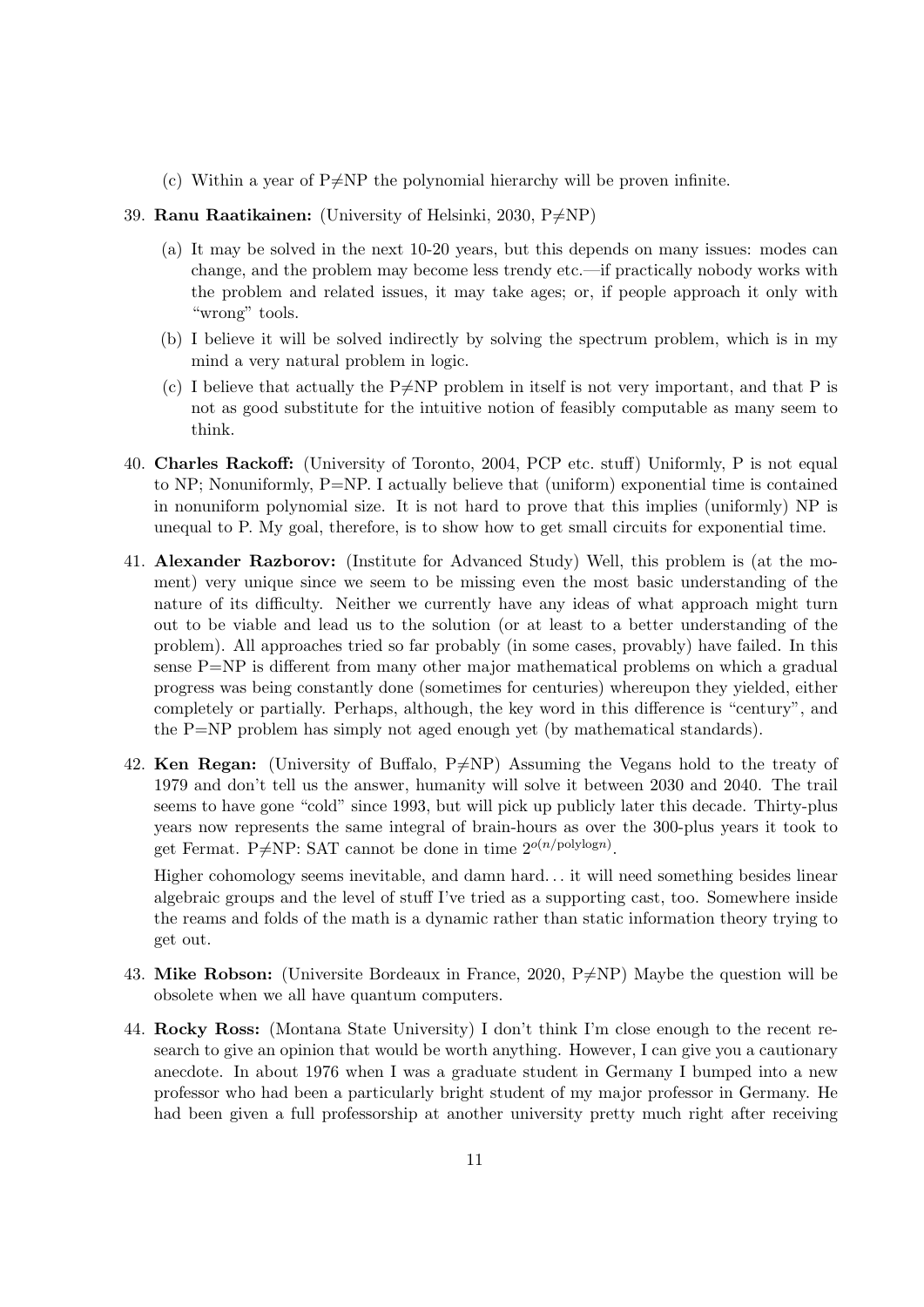(c) Within a year of P≠NP the polynomial hierarchy will be proven infinite.

39. **Ranu Raatikainen:** (University of Helsinki, 2030, P≠NP)
    (a) It may be solved in the next 10-20 years, but this depends on many issues: modes can change, and the problem may become less trendy etc.—if practically nobody works with the problem and related issues, it may take ages; or, if people approach it only with "wrong" tools.
    (b) I believe it will be solved indirectly by solving the spectrum problem, which is in my mind a very natural problem in logic.
    (c) I believe that actually the P≠NP problem in itself is not very important, and that P is not as good substitute for the intuitive notion of feasibly computable as many seem to think.

40. **Charles Rackoff:** (University of Toronto, 2004, PCP etc. stuff) Uniformly, P is not equal to NP; Nonuniformly, P=NP. I actually believe that (uniform) exponential time is contained in nonuniform polynomial size. It is not hard to prove that this implies (uniformly) NP is unequal to P. My goal, therefore, is to show how to get small circuits for exponential time.

41. **Alexander Razborov:** (Institute for Advanced Study) Well, this problem is (at the moment) very unique since we seem to be missing even the most basic understanding of the nature of its difficulty. Neither we currently have any ideas of what approach might turn out to be viable and lead us to the solution (or at least to a better understanding of the problem). All approaches tried so far probably (in some cases, provably) have failed. In this sense P=NP is different from many other major mathematical problems on which a gradual progress was being constantly done (sometimes for centuries) whereupon they yielded, either completely or partially. Perhaps, although, the key word in this difference is "century", and the P=NP problem has simply not aged enough yet (by mathematical standards).

42. **Ken Regan:** (University of Buffalo, P≠NP) Assuming the Vegans hold to the treaty of 1979 and don't tell us the answer, humanity will solve it between 2030 and 2040. The trail seems to have gone "cold" since 1993, but will pick up publicly later this decade. Thirty-plus years now represents the same integral of brain-hours as over the 300-plus years it took to get Fermat. P≠NP: SAT cannot be done in time $2^{o(n/\text{polylog}n)}$.

    Higher cohomology seems inevitable, and damn hard... it will need something besides linear algebraic groups and the level of stuff I've tried as a supporting cast, too. Somewhere inside the reams and folds of the math is a dynamic rather than static information theory trying to get out.

43. **Mike Robson:** (Universite Bordeaux in France, 2020, P≠NP) Maybe the question will be obsolete when we all have quantum computers.

44. **Rocky Ross:** (Montana State University) I don't think I'm close enough to the recent research to give an opinion that would be worth anything. However, I can give you a cautionary anecdote. In about 1976 when I was a graduate student in Germany I bumped into a new professor who had been a particularly bright student of my major professor in Germany. He had been given a full professorship at another university pretty much right after receiving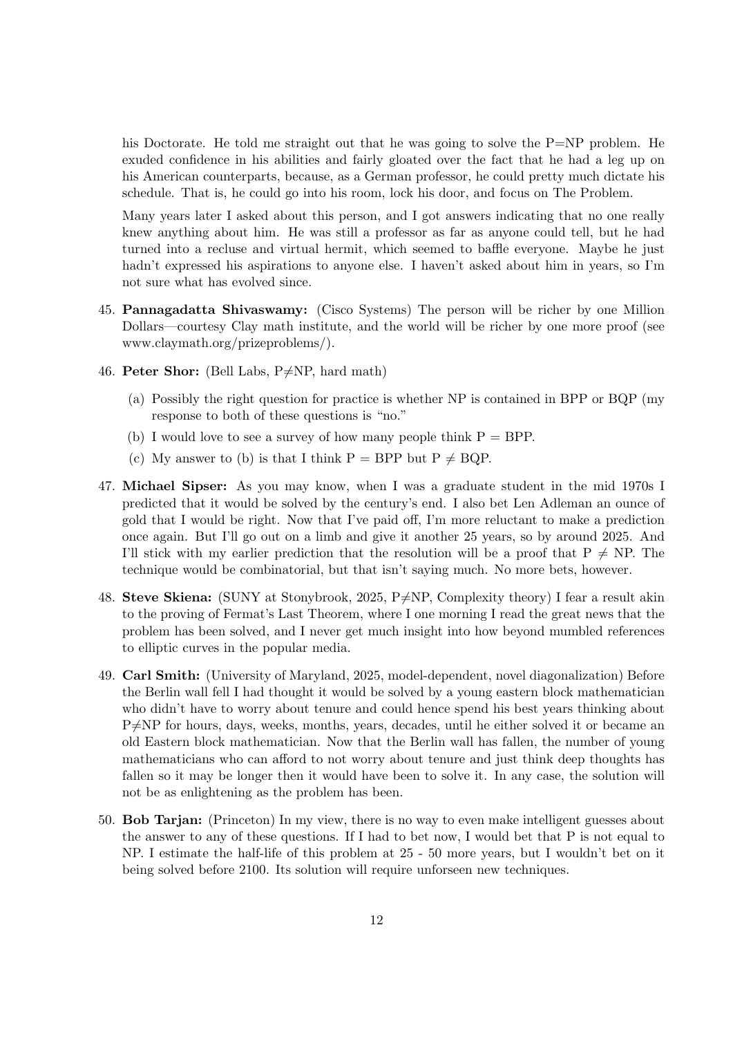his Doctorate. He told me straight out that he was going to solve the P=NP problem. He exuded confidence in his abilities and fairly gloated over the fact that he had a leg up on his American counterparts, because, as a German professor, he could pretty much dictate his schedule. That is, he could go into his room, lock his door, and focus on The Problem.

Many years later I asked about this person, and I got answers indicating that no one really knew anything about him. He was still a professor as far as anyone could tell, but he had turned into a recluse and virtual hermit, which seemed to baffle everyone. Maybe he just hadn't expressed his aspirations to anyone else. I haven't asked about him in years, so I'm not sure what has evolved since.

45. **Pannagadatta Shivaswamy:** (Cisco Systems) The person will be richer by one Million Dollars—courtesy Clay math institute, and the world will be richer by one more proof (see www.claymath.org/prizeproblems/).

46. **Peter Shor:** (Bell Labs, P≠NP, hard math)

    (a) Possibly the right question for practice is whether NP is contained in BPP or BQP (my response to both of these questions is "no."

    (b) I would love to see a survey of how many people think P = BPP.

    (c) My answer to (b) is that I think P = BPP but P ≠ BQP.

47. **Michael Sipser:** As you may know, when I was a graduate student in the mid 1970s I predicted that it would be solved by the century's end. I also bet Len Adleman an ounce of gold that I would be right. Now that I've paid off, I'm more reluctant to make a prediction once again. But I'll go out on a limb and give it another 25 years, so by around 2025. And I'll stick with my earlier prediction that the resolution will be a proof that P ≠ NP. The technique would be combinatorial, but that isn't saying much. No more bets, however.

48. **Steve Skiena:** (SUNY at Stonybrook, 2025, P≠NP, Complexity theory) I fear a result akin to the proving of Fermat's Last Theorem, where I one morning I read the great news that the problem has been solved, and I never get much insight into how beyond mumbled references to elliptic curves in the popular media.

49. **Carl Smith:** (University of Maryland, 2025, model-dependent, novel diagonalization) Before the Berlin wall fell I had thought it would be solved by a young eastern block mathematician who didn't have to worry about tenure and could hence spend his best years thinking about P≠NP for hours, days, weeks, months, years, decades, until he either solved it or became an old Eastern block mathematician. Now that the Berlin wall has fallen, the number of young mathematicians who can afford to not worry about tenure and just think deep thoughts has fallen so it may be longer then it would have been to solve it. In any case, the solution will not be as enlightening as the problem has been.

50. **Bob Tarjan:** (Princeton) In my view, there is no way to even make intelligent guesses about the answer to any of these questions. If I had to bet now, I would bet that P is not equal to NP. I estimate the half-life of this problem at 25 - 50 more years, but I wouldn't bet on it being solved before 2100. Its solution will require unforseen new techniques.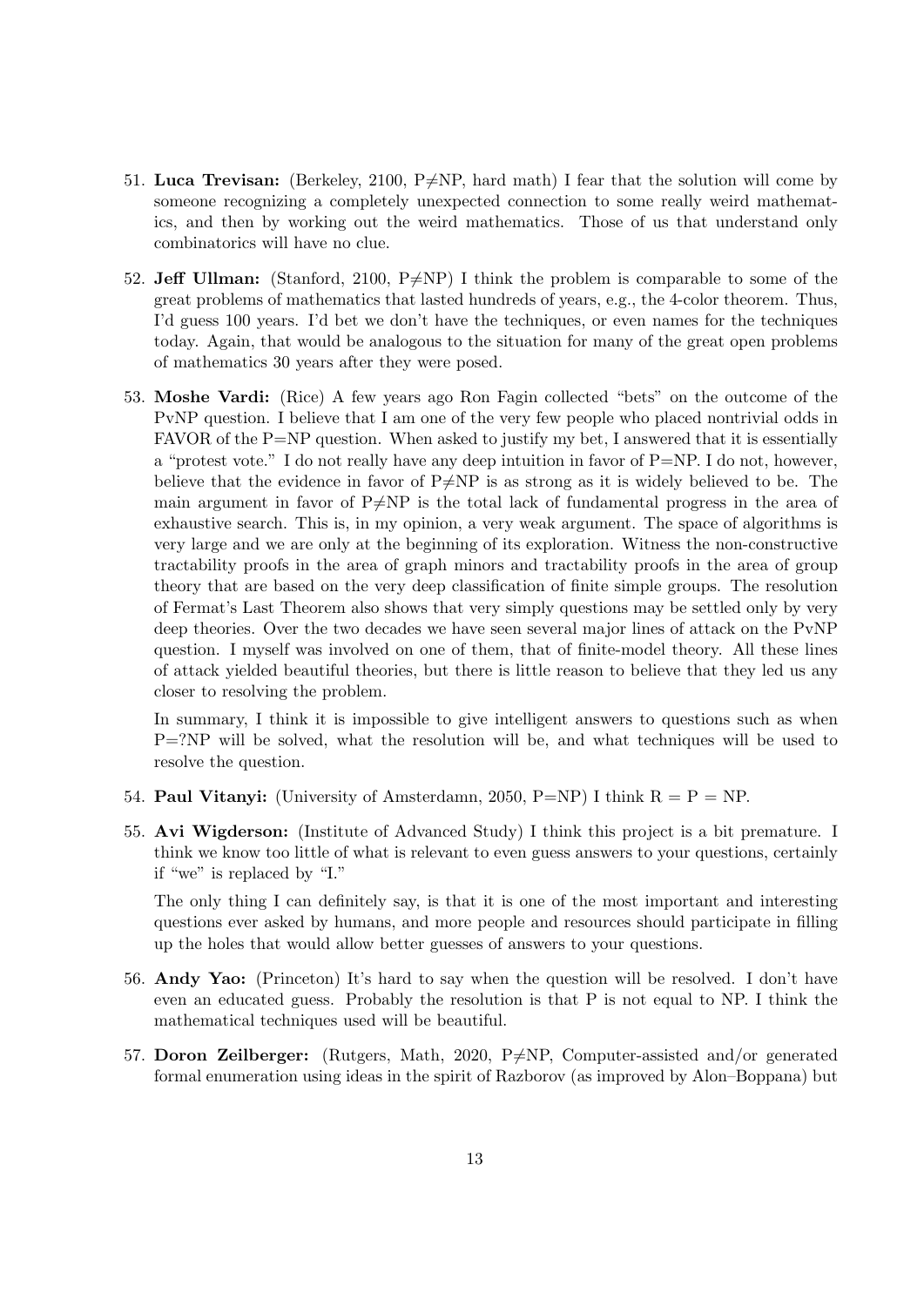51. **Luca Trevisan:** (Berkeley, 2100, P≠NP, hard math) I fear that the solution will come by someone recognizing a completely unexpected connection to some really weird mathematics, and then by working out the weird mathematics. Those of us that understand only combinatorics will have no clue.

52. **Jeff Ullman:** (Stanford, 2100, P≠NP) I think the problem is comparable to some of the great problems of mathematics that lasted hundreds of years, e.g., the 4-color theorem. Thus, I'd guess 100 years. I'd bet we don't have the techniques, or even names for the techniques today. Again, that would be analogous to the situation for many of the great open problems of mathematics 30 years after they were posed.

53. **Moshe Vardi:** (Rice) A few years ago Ron Fagin collected "bets" on the outcome of the PvNP question. I believe that I am one of the very few people who placed nontrivial odds in FAVOR of the P=NP question. When asked to justify my bet, I answered that it is essentially a "protest vote." I do not really have any deep intuition in favor of P=NP. I do not, however, believe that the evidence in favor of P≠NP is as strong as it is widely believed to be. The main argument in favor of P≠NP is the total lack of fundamental progress in the area of exhaustive search. This is, in my opinion, a very weak argument. The space of algorithms is very large and we are only at the beginning of its exploration. Witness the non-constructive tractability proofs in the area of graph minors and tractability proofs in the area of group theory that are based on the very deep classification of finite simple groups. The resolution of Fermat's Last Theorem also shows that very simply questions may be settled only by very deep theories. Over the two decades we have seen several major lines of attack on the PvNP question. I myself was involved on one of them, that of finite-model theory. All these lines of attack yielded beautiful theories, but there is little reason to believe that they led us any closer to resolving the problem.

    In summary, I think it is impossible to give intelligent answers to questions such as when P=?NP will be solved, what the resolution will be, and what techniques will be used to resolve the question.

54. **Paul Vitanyi:** (University of Amsterdamn, 2050, P=NP) I think R = P = NP.

55. **Avi Wigderson:** (Institute of Advanced Study) I think this project is a bit premature. I think we know too little of what is relevant to even guess answers to your questions, certainly if "we" is replaced by "I."

    The only thing I can definitely say, is that it is one of the most important and interesting questions ever asked by humans, and more people and resources should participate in filling up the holes that would allow better guesses of answers to your questions.

56. **Andy Yao:** (Princeton) It's hard to say when the question will be resolved. I don't have even an educated guess. Probably the resolution is that P is not equal to NP. I think the mathematical techniques used will be beautiful.

57. **Doron Zeilberger:** (Rutgers, Math, 2020, P≠NP, Computer-assisted and/or generated formal enumeration using ideas in the spirit of Razborov (as improved by Alon–Boppana) but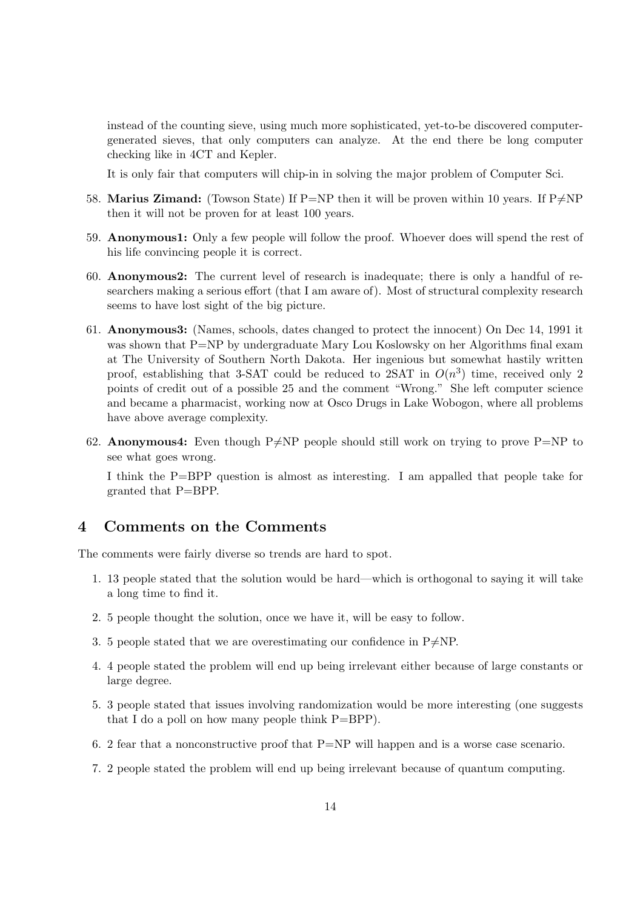instead of the counting sieve, using much more sophisticated, yet-to-be discovered computer-generated sieves, that only computers can analyze. At the end there be long computer checking like in 4CT and Kepler.

It is only fair that computers will chip-in in solving the major problem of Computer Sci.

58. **Marius Zimand:** (Towson State) If P=NP then it will be proven within 10 years. If P≠NP then it will not be proven for at least 100 years.

59. **Anonymous1:** Only a few people will follow the proof. Whoever does will spend the rest of his life convincing people it is correct.

60. **Anonymous2:** The current level of research is inadequate; there is only a handful of researchers making a serious effort (that I am aware of). Most of structural complexity research seems to have lost sight of the big picture.

61. **Anonymous3:** (Names, schools, dates changed to protect the innocent) On Dec 14, 1991 it was shown that P=NP by undergraduate Mary Lou Koslowsky on her Algorithms final exam at The University of Southern North Dakota. Her ingenious but somewhat hastily written proof, establishing that 3-SAT could be reduced to 2SAT in $O(n^3)$ time, received only 2 points of credit out of a possible 25 and the comment "Wrong." She left computer science and became a pharmacist, working now at Osco Drugs in Lake Wobogon, where all problems have above average complexity.

62. **Anonymous4:** Even though P≠NP people should still work on trying to prove P=NP to see what goes wrong.

    I think the P=BPP question is almost as interesting. I am appalled that people take for granted that P=BPP.

## 4 Comments on the Comments

The comments were fairly diverse so trends are hard to spot.

1. 13 people stated that the solution would be hard—which is orthogonal to saying it will take a long time to find it.
2. 5 people thought the solution, once we have it, will be easy to follow.
3. 5 people stated that we are overestimating our confidence in P≠NP.
4. 4 people stated the problem will end up being irrelevant either because of large constants or large degree.
5. 3 people stated that issues involving randomization would be more interesting (one suggests that I do a poll on how many people think P=BPP).
6. 2 fear that a nonconstructive proof that P=NP will happen and is a worse case scenario.
7. 2 people stated the problem will end up being irrelevant because of quantum computing.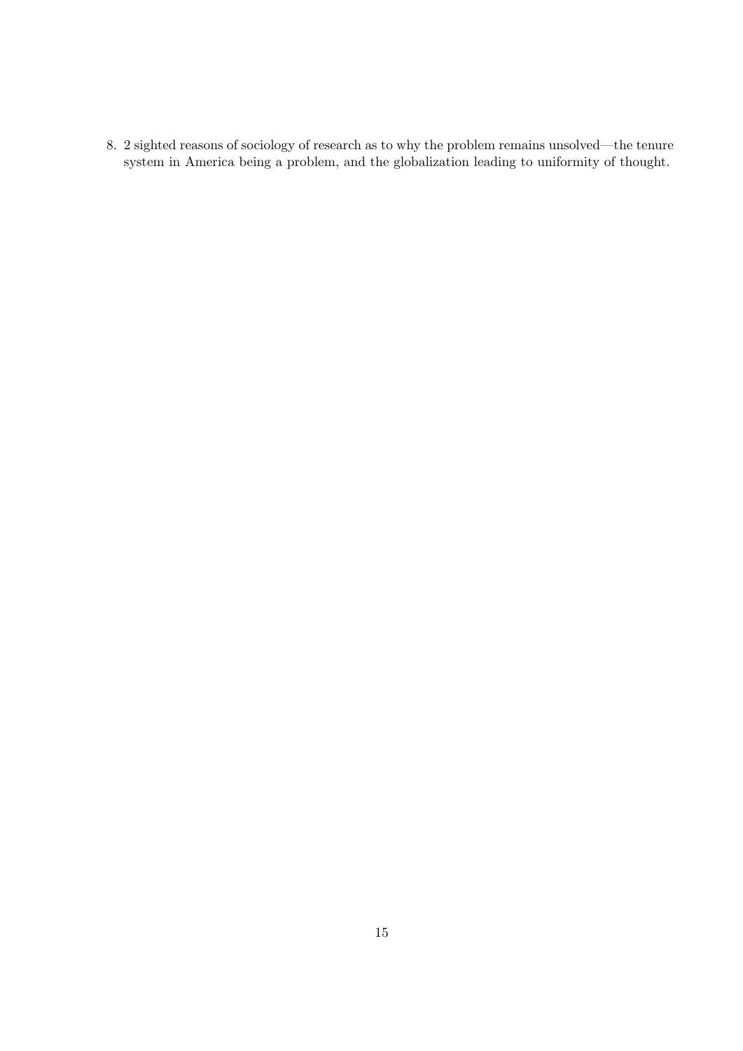8. 2 sighted reasons of sociology of research as to why the problem remains unsolved—the tenure system in America being a problem, and the globalization leading to uniformity of thought.